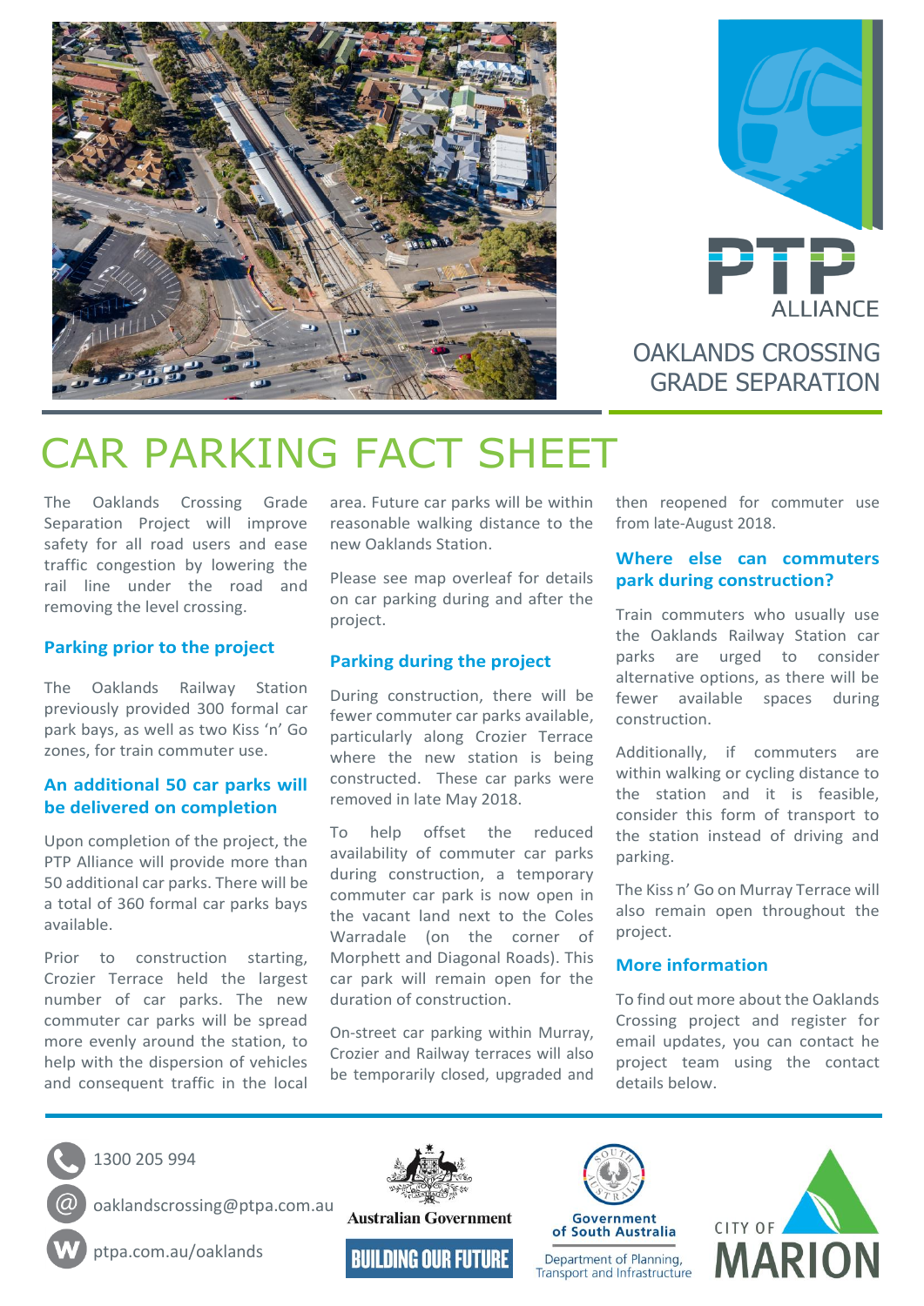PTP ALLIANCE

OAKLANDS CROSSING GRADE SEPARATION

# CAR PARKING FACT SHEET

The Oaklands Crossing Grade Separation Project will improve safety for all road users and ease traffic congestion by lowering the rail line under the road and removing the level crossing.

## Parking prior to the project

The Oaklands Railway Station previously provided 300 formal car park bays, as well as two Kiss 'n' Go zones, for train commuter use.

## An additional 50 car parks will be delivered on completion

Upon completion of the project, the PTP Alliance will provide more than 50 additional car parks. There will be a total of 360 formal car parks bays available.

Prior to construction starting, Crozier Terrace held the largest number of car parks. The new commuter car parks will be spread more evenly around the station, to help with the dispersion of vehicles and consequent traffic in the local area. Future car parks will be within reasonable walking distance to the new Oaklands Station.

Please see map overleaf for details on car parking during and after the project.

## Parking during the project

During construction, there will be fewer commuter car parks available, particularly along Crozier Terrace where the new station is being constructed. These car parks were removed in late May 2018.

To help offset the reduced availability of commuter car parks during construction, a temporary commuter car park is now open in the vacant land next to the Coles Warradale (on the corner of Morphett and Diagonal Roads). This car park will remain open for the duration of construction.

On-street car parking within Murray, Crozier and Railway terraces will also be temporarily closed, upgraded and then reopened for commuter use from late-August 2018.

## Where else can commuters park during construction?

Train commuters who usually use the Oaklands Railway Station car parks are urged to consider alternative options, as there will be fewer available spaces during construction.

Additionally, if commuters are within walking or cycling distance to the station and it is feasible, consider this form of transport to the station instead of driving and parking.

The Kiss n' Go on Murray Terrace will also remain open throughout the project.

## More information

To find out more about the Oaklands Crossing project and register for email updates, you can contact he project team using the contact details below.

1300 205 994

oaklandscrossing@ptpa.com.au

ptpa.com.au/oaklands

Australian Government — BUILDING OUR FUTURE

Government of South Australia — Department of Planning, Transport and Infrastructure

CITY OF MARION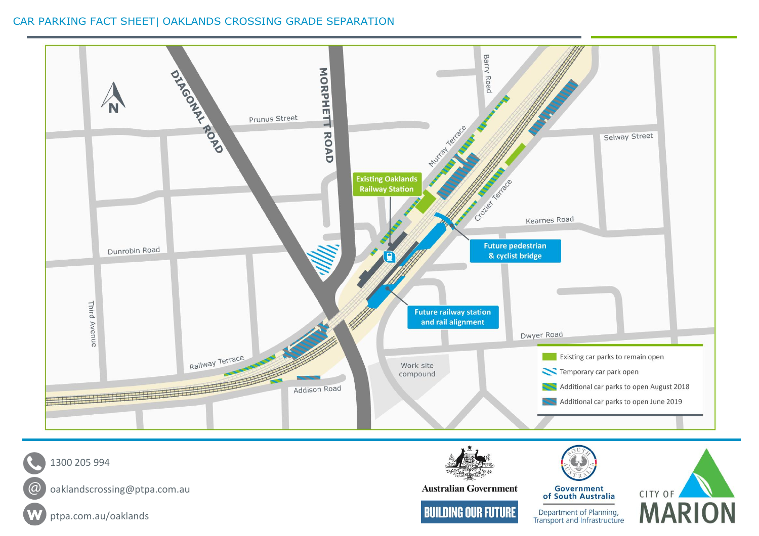CAR PARKING FACT SHEET| OAKLANDS CROSSING GRADE SEPARATION

DIAGONAL ROAD

MORPHETT ROAD

Barry Road

Prunus Street

Murray Terrace

Selway Street

Existing Oaklands Railway Station

Crozier Terrace

Kearnes Road

Dunrobin Road

Future pedestrian & cyclist bridge

Third Avenue

Future railway station and rail alignment

Dwyer Road

Railway Terrace

Work site compound

Addison Road

- Existing car parks to remain open
- Temporary car park open
- Additional car parks to open August 2018
- Additional car parks to open June 2019

1300 205 994

oaklandscrossing@ptpa.com.au

ptpa.com.au/oaklands

Australian Government

BUILDING OUR FUTURE

Government of South Australia

Department of Planning, Transport and Infrastructure

CITY OF MARION